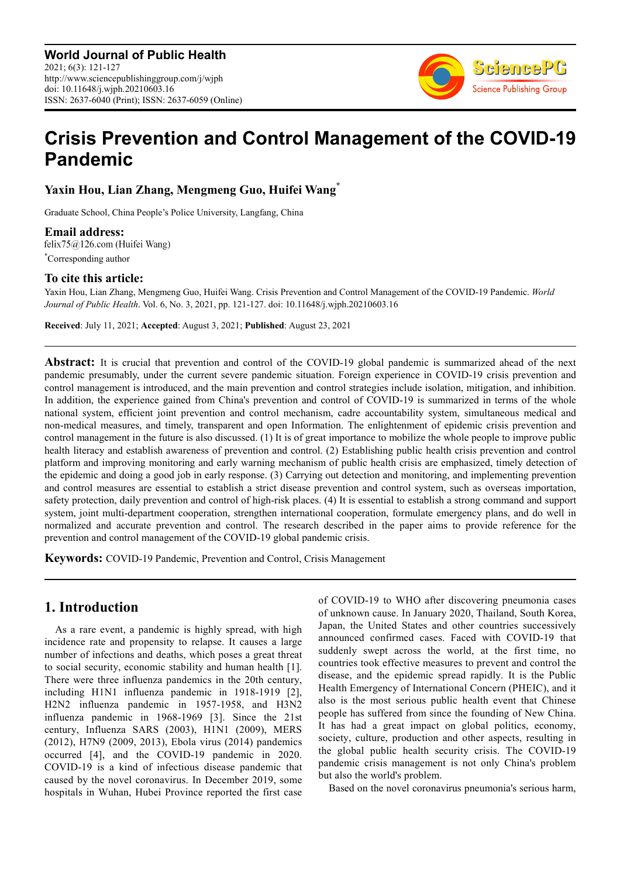# Crisis Prevention and Control Management of the COVID-19 Pandemic

**Yaxin Hou, Lian Zhang, Mengmeng Guo, Huifei Wang[*]**

Graduate School, China People's Police University, Langfang, China

**Email address:**

felix75@126.com (Huifei Wang)

[*]Corresponding author

**To cite this article:**

Yaxin Hou, Lian Zhang, Mengmeng Guo, Huifei Wang. Crisis Prevention and Control Management of the COVID-19 Pandemic. *World Journal of Public Health*. Vol. 6, No. 3, 2021, pp. 121-127. doi: 10.11648/j.wjph.20210603.16

**Received**: July 11, 2021; **Accepted**: August 3, 2021; **Published**: August 23, 2021

---

**Abstract:** It is crucial that prevention and control of the COVID-19 global pandemic is summarized ahead of the next pandemic presumably, under the current severe pandemic situation. Foreign experience in COVID-19 crisis prevention and control management is introduced, and the main prevention and control strategies include isolation, mitigation, and inhibition. In addition, the experience gained from China's prevention and control of COVID-19 is summarized in terms of the whole national system, efficient joint prevention and control mechanism, cadre accountability system, simultaneous medical and non-medical measures, and timely, transparent and open Information. The enlightenment of epidemic crisis prevention and control management in the future is also discussed. (1) It is of great importance to mobilize the whole people to improve public health literacy and establish awareness of prevention and control. (2) Establishing public health crisis prevention and control platform and improving monitoring and early warning mechanism of public health crisis are emphasized, timely detection of the epidemic and doing a good job in early response. (3) Carrying out detection and monitoring, and implementing prevention and control measures are essential to establish a strict disease prevention and control system, such as overseas importation, safety protection, daily prevention and control of high-risk places. (4) It is essential to establish a strong command and support system, joint multi-department cooperation, strengthen international cooperation, formulate emergency plans, and do well in normalized and accurate prevention and control. The research described in the paper aims to provide reference for the prevention and control management of the COVID-19 global pandemic crisis.

**Keywords:** COVID-19 Pandemic, Prevention and Control, Crisis Management

---

## 1. Introduction

As a rare event, a pandemic is highly spread, with high incidence rate and propensity to relapse. It causes a large number of infections and deaths, which poses a great threat to social security, economic stability and human health [1]. There were three influenza pandemics in the 20th century, including H1N1 influenza pandemic in 1918-1919 [2], H2N2 influenza pandemic in 1957-1958, and H3N2 influenza pandemic in 1968-1969 [3]. Since the 21st century, Influenza SARS (2003), H1N1 (2009), MERS (2012), H7N9 (2009, 2013), Ebola virus (2014) pandemics occurred [4], and the COVID-19 pandemic in 2020. COVID-19 is a kind of infectious disease pandemic that caused by the novel coronavirus. In December 2019, some hospitals in Wuhan, Hubei Province reported the first case of COVID-19 to WHO after discovering pneumonia cases of unknown cause. In January 2020, Thailand, South Korea, Japan, the United States and other countries successively announced confirmed cases. Faced with COVID-19 that suddenly swept across the world, at the first time, no countries took effective measures to prevent and control the disease, and the epidemic spread rapidly. It is the Public Health Emergency of International Concern (PHEIC), and it also is the most serious public health event that Chinese people has suffered from since the founding of New China. It has had a great impact on global politics, economy, society, culture, production and other aspects, resulting in the global public health security crisis. The COVID-19 pandemic crisis management is not only China's problem but also the world's problem.

Based on the novel coronavirus pneumonia's serious harm,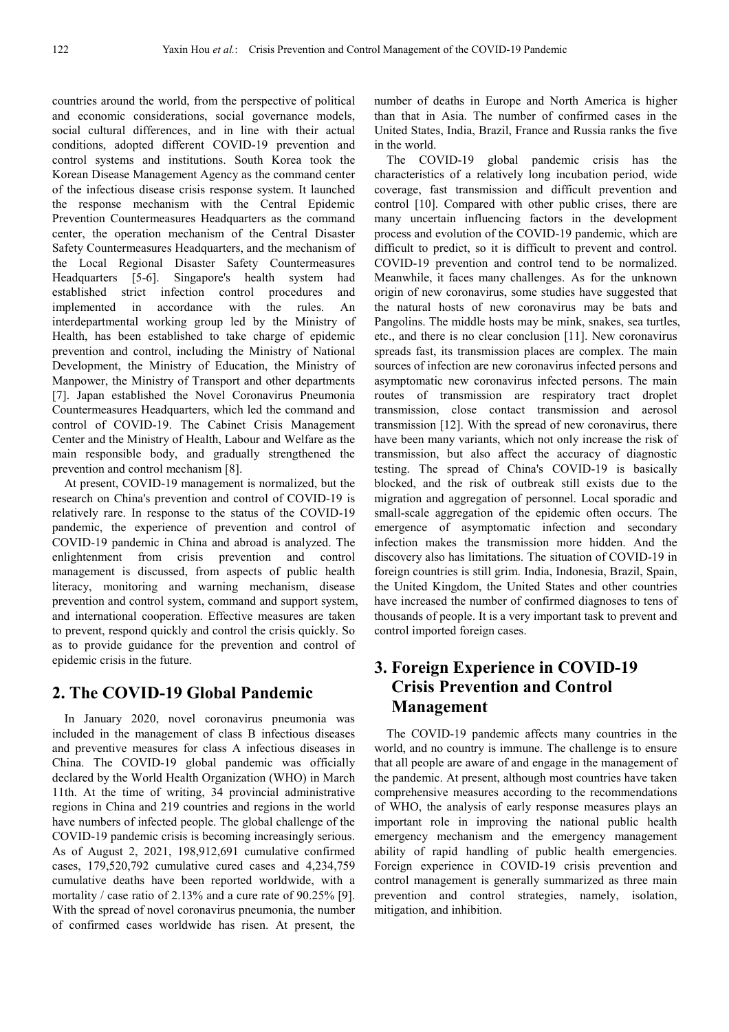countries around the world, from the perspective of political and economic considerations, social governance models, social cultural differences, and in line with their actual conditions, adopted different COVID-19 prevention and control systems and institutions. South Korea took the Korean Disease Management Agency as the command center of the infectious disease crisis response system. It launched the response mechanism with the Central Epidemic Prevention Countermeasures Headquarters as the command center, the operation mechanism of the Central Disaster Safety Countermeasures Headquarters, and the mechanism of the Local Regional Disaster Safety Countermeasures Headquarters [5-6]. Singapore's health system had established strict infection control procedures and implemented in accordance with the rules. An interdepartmental working group led by the Ministry of Health, has been established to take charge of epidemic prevention and control, including the Ministry of National Development, the Ministry of Education, the Ministry of Manpower, the Ministry of Transport and other departments [7]. Japan established the Novel Coronavirus Pneumonia Countermeasures Headquarters, which led the command and control of COVID-19. The Cabinet Crisis Management Center and the Ministry of Health, Labour and Welfare as the main responsible body, and gradually strengthened the prevention and control mechanism [8].

At present, COVID-19 management is normalized, but the research on China's prevention and control of COVID-19 is relatively rare. In response to the status of the COVID-19 pandemic, the experience of prevention and control of COVID-19 pandemic in China and abroad is analyzed. The enlightenment from crisis prevention and control management is discussed, from aspects of public health literacy, monitoring and warning mechanism, disease prevention and control system, command and support system, and international cooperation. Effective measures are taken to prevent, respond quickly and control the crisis quickly. So as to provide guidance for the prevention and control of epidemic crisis in the future.

## 2. The COVID-19 Global Pandemic

In January 2020, novel coronavirus pneumonia was included in the management of class B infectious diseases and preventive measures for class A infectious diseases in China. The COVID-19 global pandemic was officially declared by the World Health Organization (WHO) in March 11th. At the time of writing, 34 provincial administrative regions in China and 219 countries and regions in the world have numbers of infected people. The global challenge of the COVID-19 pandemic crisis is becoming increasingly serious. As of August 2, 2021, 198,912,691 cumulative confirmed cases, 179,520,792 cumulative cured cases and 4,234,759 cumulative deaths have been reported worldwide, with a mortality / case ratio of 2.13% and a cure rate of 90.25% [9]. With the spread of novel coronavirus pneumonia, the number of confirmed cases worldwide has risen. At present, the number of deaths in Europe and North America is higher than that in Asia. The number of confirmed cases in the United States, India, Brazil, France and Russia ranks the five in the world.

The COVID-19 global pandemic crisis has the characteristics of a relatively long incubation period, wide coverage, fast transmission and difficult prevention and control [10]. Compared with other public crises, there are many uncertain influencing factors in the development process and evolution of the COVID-19 pandemic, which are difficult to predict, so it is difficult to prevent and control. COVID-19 prevention and control tend to be normalized. Meanwhile, it faces many challenges. As for the unknown origin of new coronavirus, some studies have suggested that the natural hosts of new coronavirus may be bats and Pangolins. The middle hosts may be mink, snakes, sea turtles, etc., and there is no clear conclusion [11]. New coronavirus spreads fast, its transmission places are complex. The main sources of infection are new coronavirus infected persons and asymptomatic new coronavirus infected persons. The main routes of transmission are respiratory tract droplet transmission, close contact transmission and aerosol transmission [12]. With the spread of new coronavirus, there have been many variants, which not only increase the risk of transmission, but also affect the accuracy of diagnostic testing. The spread of China's COVID-19 is basically blocked, and the risk of outbreak still exists due to the migration and aggregation of personnel. Local sporadic and small-scale aggregation of the epidemic often occurs. The emergence of asymptomatic infection and secondary infection makes the transmission more hidden. And the discovery also has limitations. The situation of COVID-19 in foreign countries is still grim. India, Indonesia, Brazil, Spain, the United Kingdom, the United States and other countries have increased the number of confirmed diagnoses to tens of thousands of people. It is a very important task to prevent and control imported foreign cases.

## 3. Foreign Experience in COVID-19 Crisis Prevention and Control Management

The COVID-19 pandemic affects many countries in the world, and no country is immune. The challenge is to ensure that all people are aware of and engage in the management of the pandemic. At present, although most countries have taken comprehensive measures according to the recommendations of WHO, the analysis of early response measures plays an important role in improving the national public health emergency mechanism and the emergency management ability of rapid handling of public health emergencies. Foreign experience in COVID-19 crisis prevention and control management is generally summarized as three main prevention and control strategies, namely, isolation, mitigation, and inhibition.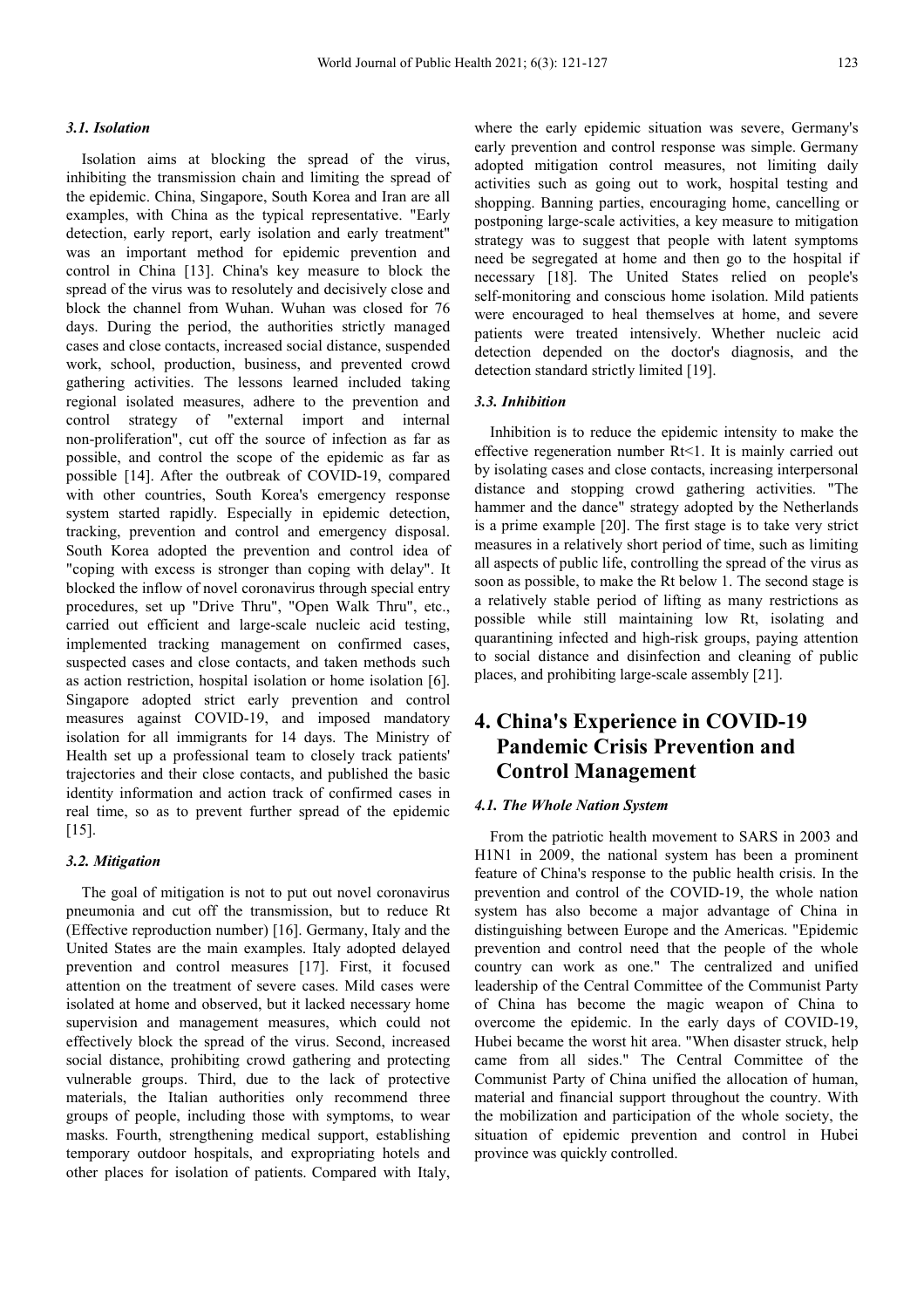### 3.1. Isolation

Isolation aims at blocking the spread of the virus, inhibiting the transmission chain and limiting the spread of the epidemic. China, Singapore, South Korea and Iran are all examples, with China as the typical representative. "Early detection, early report, early isolation and early treatment" was an important method for epidemic prevention and control in China [13]. China's key measure to block the spread of the virus was to resolutely and decisively close and block the channel from Wuhan. Wuhan was closed for 76 days. During the period, the authorities strictly managed cases and close contacts, increased social distance, suspended work, school, production, business, and prevented crowd gathering activities. The lessons learned included taking regional isolated measures, adhere to the prevention and control strategy of "external import and internal non-proliferation", cut off the source of infection as far as possible, and control the scope of the epidemic as far as possible [14]. After the outbreak of COVID-19, compared with other countries, South Korea's emergency response system started rapidly. Especially in epidemic detection, tracking, prevention and control and emergency disposal. South Korea adopted the prevention and control idea of "coping with excess is stronger than coping with delay". It blocked the inflow of novel coronavirus through special entry procedures, set up "Drive Thru", "Open Walk Thru", etc., carried out efficient and large-scale nucleic acid testing, implemented tracking management on confirmed cases, suspected cases and close contacts, and taken methods such as action restriction, hospital isolation or home isolation [6]. Singapore adopted strict early prevention and control measures against COVID-19, and imposed mandatory isolation for all immigrants for 14 days. The Ministry of Health set up a professional team to closely track patients' trajectories and their close contacts, and published the basic identity information and action track of confirmed cases in real time, so as to prevent further spread of the epidemic [15].

### 3.2. Mitigation

The goal of mitigation is not to put out novel coronavirus pneumonia and cut off the transmission, but to reduce Rt (Effective reproduction number) [16]. Germany, Italy and the United States are the main examples. Italy adopted delayed prevention and control measures [17]. First, it focused attention on the treatment of severe cases. Mild cases were isolated at home and observed, but it lacked necessary home supervision and management measures, which could not effectively block the spread of the virus. Second, increased social distance, prohibiting crowd gathering and protecting vulnerable groups. Third, due to the lack of protective materials, the Italian authorities only recommend three groups of people, including those with symptoms, to wear masks. Fourth, strengthening medical support, establishing temporary outdoor hospitals, and expropriating hotels and other places for isolation of patients. Compared with Italy, where the early epidemic situation was severe, Germany's early prevention and control response was simple. Germany adopted mitigation control measures, not limiting daily activities such as going out to work, hospital testing and shopping. Banning parties, encouraging home, cancelling or postponing large-scale activities, a key measure to mitigation strategy was to suggest that people with latent symptoms need be segregated at home and then go to the hospital if necessary [18]. The United States relied on people's self-monitoring and conscious home isolation. Mild patients were encouraged to heal themselves at home, and severe patients were treated intensively. Whether nucleic acid detection depended on the doctor's diagnosis, and the detection standard strictly limited [19].

### 3.3. Inhibition

Inhibition is to reduce the epidemic intensity to make the effective regeneration number Rt<1. It is mainly carried out by isolating cases and close contacts, increasing interpersonal distance and stopping crowd gathering activities. "The hammer and the dance" strategy adopted by the Netherlands is a prime example [20]. The first stage is to take very strict measures in a relatively short period of time, such as limiting all aspects of public life, controlling the spread of the virus as soon as possible, to make the Rt below 1. The second stage is a relatively stable period of lifting as many restrictions as possible while still maintaining low Rt, isolating and quarantining infected and high-risk groups, paying attention to social distance and disinfection and cleaning of public places, and prohibiting large-scale assembly [21].

## 4. China's Experience in COVID-19 Pandemic Crisis Prevention and Control Management

### 4.1. The Whole Nation System

From the patriotic health movement to SARS in 2003 and H1N1 in 2009, the national system has been a prominent feature of China's response to the public health crisis. In the prevention and control of the COVID-19, the whole nation system has also become a major advantage of China in distinguishing between Europe and the Americas. "Epidemic prevention and control need that the people of the whole country can work as one." The centralized and unified leadership of the Central Committee of the Communist Party of China has become the magic weapon of China to overcome the epidemic. In the early days of COVID-19, Hubei became the worst hit area. "When disaster struck, help came from all sides." The Central Committee of the Communist Party of China unified the allocation of human, material and financial support throughout the country. With the mobilization and participation of the whole society, the situation of epidemic prevention and control in Hubei province was quickly controlled.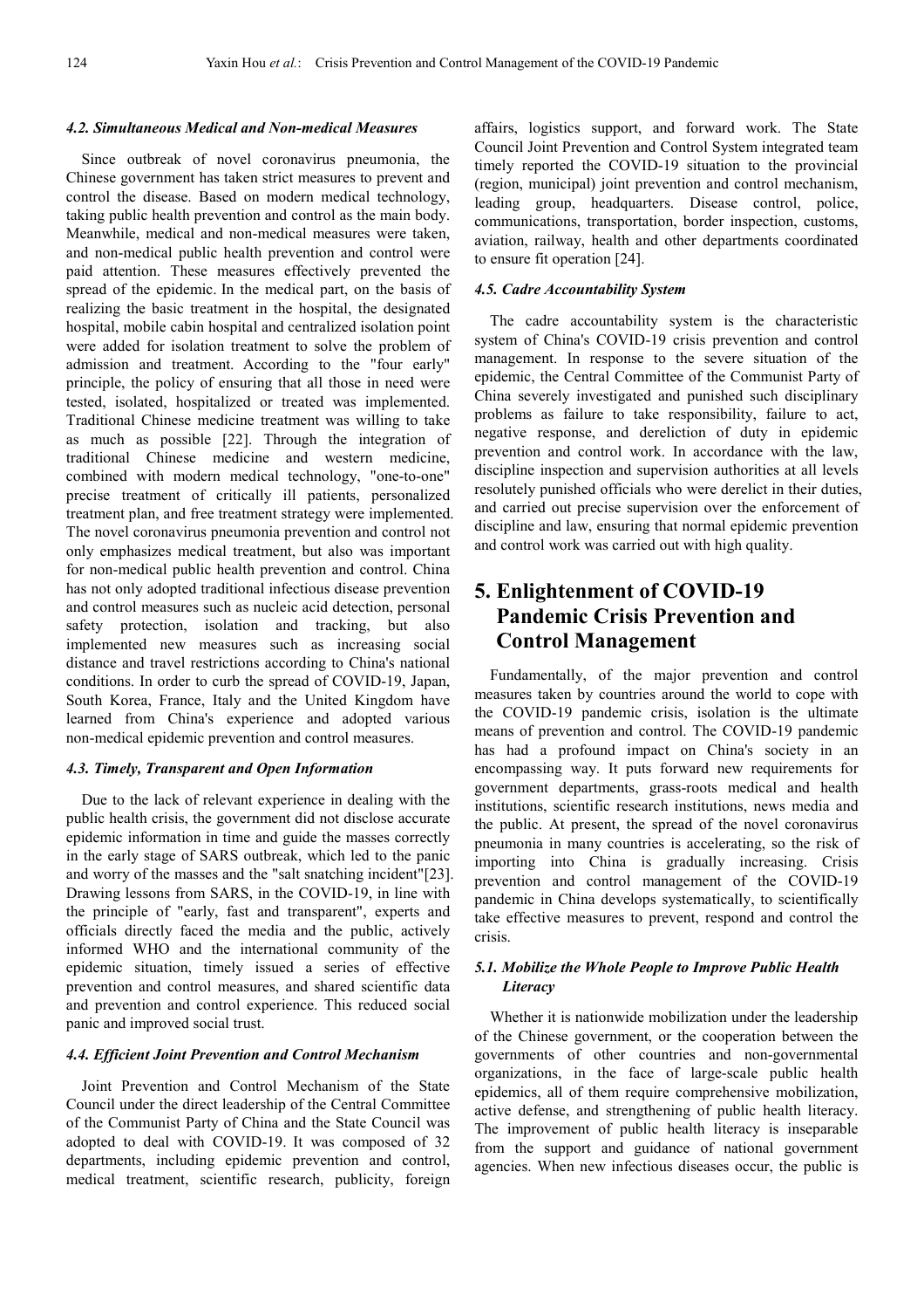### *4.2. Simultaneous Medical and Non-medical Measures*

Since outbreak of novel coronavirus pneumonia, the Chinese government has taken strict measures to prevent and control the disease. Based on modern medical technology, taking public health prevention and control as the main body. Meanwhile, medical and non-medical measures were taken, and non-medical public health prevention and control were paid attention. These measures effectively prevented the spread of the epidemic. In the medical part, on the basis of realizing the basic treatment in the hospital, the designated hospital, mobile cabin hospital and centralized isolation point were added for isolation treatment to solve the problem of admission and treatment. According to the "four early" principle, the policy of ensuring that all those in need were tested, isolated, hospitalized or treated was implemented. Traditional Chinese medicine treatment was willing to take as much as possible [22]. Through the integration of traditional Chinese medicine and western medicine, combined with modern medical technology, "one-to-one" precise treatment of critically ill patients, personalized treatment plan, and free treatment strategy were implemented. The novel coronavirus pneumonia prevention and control not only emphasizes medical treatment, but also was important for non-medical public health prevention and control. China has not only adopted traditional infectious disease prevention and control measures such as nucleic acid detection, personal safety protection, isolation and tracking, but also implemented new measures such as increasing social distance and travel restrictions according to China's national conditions. In order to curb the spread of COVID-19, Japan, South Korea, France, Italy and the United Kingdom have learned from China's experience and adopted various non-medical epidemic prevention and control measures.

### *4.3. Timely, Transparent and Open Information*

Due to the lack of relevant experience in dealing with the public health crisis, the government did not disclose accurate epidemic information in time and guide the masses correctly in the early stage of SARS outbreak, which led to the panic and worry of the masses and the "salt snatching incident"[23]. Drawing lessons from SARS, in the COVID-19, in line with the principle of "early, fast and transparent", experts and officials directly faced the media and the public, actively informed WHO and the international community of the epidemic situation, timely issued a series of effective prevention and control measures, and shared scientific data and prevention and control experience. This reduced social panic and improved social trust.

### *4.4. Efficient Joint Prevention and Control Mechanism*

Joint Prevention and Control Mechanism of the State Council under the direct leadership of the Central Committee of the Communist Party of China and the State Council was adopted to deal with COVID-19. It was composed of 32 departments, including epidemic prevention and control, medical treatment, scientific research, publicity, foreign affairs, logistics support, and forward work. The State Council Joint Prevention and Control System integrated team timely reported the COVID-19 situation to the provincial (region, municipal) joint prevention and control mechanism, leading group, headquarters. Disease control, police, communications, transportation, border inspection, customs, aviation, railway, health and other departments coordinated to ensure fit operation [24].

### *4.5. Cadre Accountability System*

The cadre accountability system is the characteristic system of China's COVID-19 crisis prevention and control management. In response to the severe situation of the epidemic, the Central Committee of the Communist Party of China severely investigated and punished such disciplinary problems as failure to take responsibility, failure to act, negative response, and dereliction of duty in epidemic prevention and control work. In accordance with the law, discipline inspection and supervision authorities at all levels resolutely punished officials who were derelict in their duties, and carried out precise supervision over the enforcement of discipline and law, ensuring that normal epidemic prevention and control work was carried out with high quality.

## 5. Enlightenment of COVID-19 Pandemic Crisis Prevention and Control Management

Fundamentally, of the major prevention and control measures taken by countries around the world to cope with the COVID-19 pandemic crisis, isolation is the ultimate means of prevention and control. The COVID-19 pandemic has had a profound impact on China's society in an encompassing way. It puts forward new requirements for government departments, grass-roots medical and health institutions, scientific research institutions, news media and the public. At present, the spread of the novel coronavirus pneumonia in many countries is accelerating, so the risk of importing into China is gradually increasing. Crisis prevention and control management of the COVID-19 pandemic in China develops systematically, to scientifically take effective measures to prevent, respond and control the crisis.

### *5.1. Mobilize the Whole People to Improve Public Health Literacy*

Whether it is nationwide mobilization under the leadership of the Chinese government, or the cooperation between the governments of other countries and non-governmental organizations, in the face of large-scale public health epidemics, all of them require comprehensive mobilization, active defense, and strengthening of public health literacy. The improvement of public health literacy is inseparable from the support and guidance of national government agencies. When new infectious diseases occur, the public is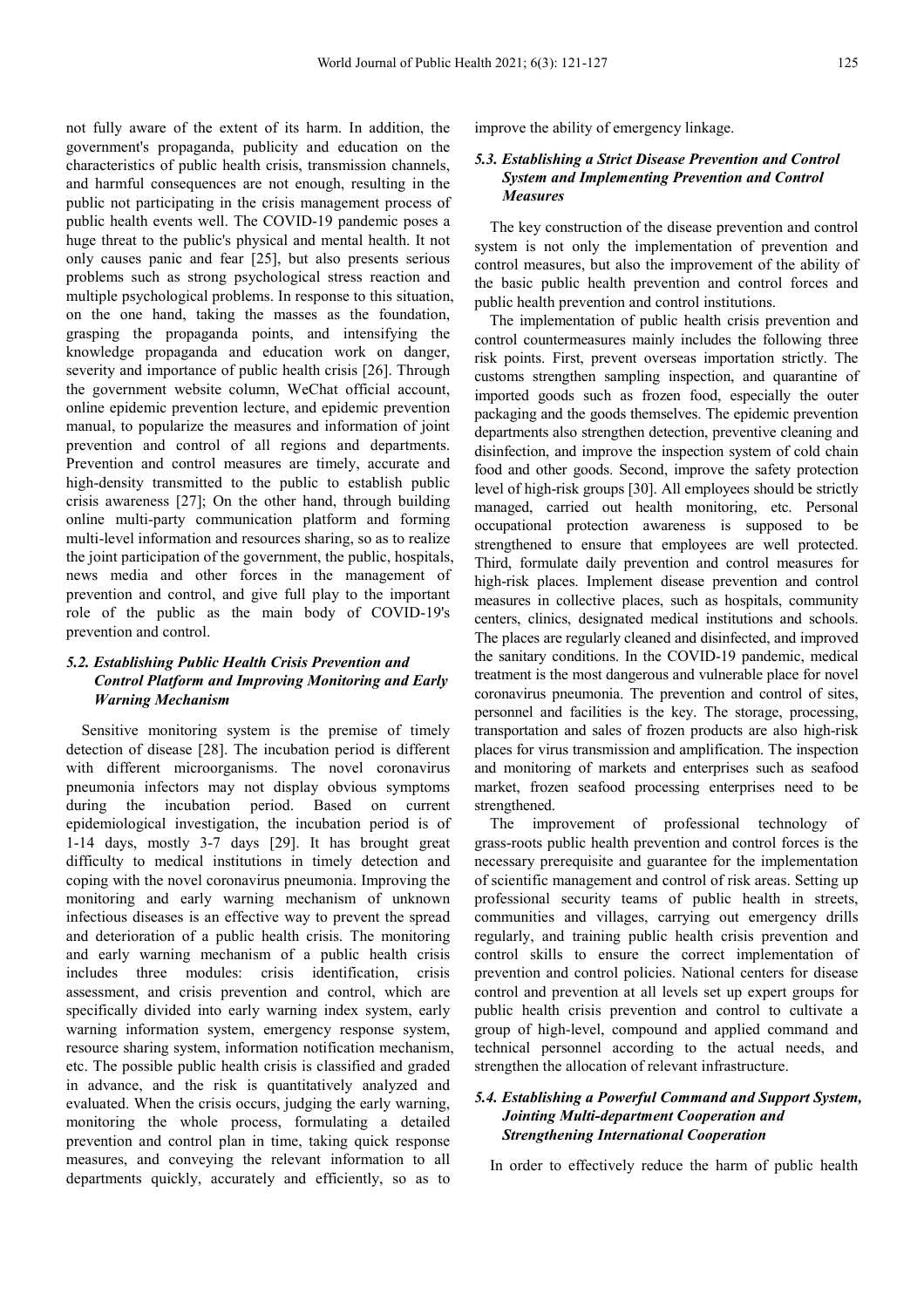not fully aware of the extent of its harm. In addition, the government's propaganda, publicity and education on the characteristics of public health crisis, transmission channels, and harmful consequences are not enough, resulting in the public not participating in the crisis management process of public health events well. The COVID-19 pandemic poses a huge threat to the public's physical and mental health. It not only causes panic and fear [25], but also presents serious problems such as strong psychological stress reaction and multiple psychological problems. In response to this situation, on the one hand, taking the masses as the foundation, grasping the propaganda points, and intensifying the knowledge propaganda and education work on danger, severity and importance of public health crisis [26]. Through the government website column, WeChat official account, online epidemic prevention lecture, and epidemic prevention manual, to popularize the measures and information of joint prevention and control of all regions and departments. Prevention and control measures are timely, accurate and high-density transmitted to the public to establish public crisis awareness [27]; On the other hand, through building online multi-party communication platform and forming multi-level information and resources sharing, so as to realize the joint participation of the government, the public, hospitals, news media and other forces in the management of prevention and control, and give full play to the important role of the public as the main body of COVID-19's prevention and control.

### *5.2. Establishing Public Health Crisis Prevention and Control Platform and Improving Monitoring and Early Warning Mechanism*

Sensitive monitoring system is the premise of timely detection of disease [28]. The incubation period is different with different microorganisms. The novel coronavirus pneumonia infectors may not display obvious symptoms during the incubation period. Based on current epidemiological investigation, the incubation period is of 1-14 days, mostly 3-7 days [29]. It has brought great difficulty to medical institutions in timely detection and coping with the novel coronavirus pneumonia. Improving the monitoring and early warning mechanism of unknown infectious diseases is an effective way to prevent the spread and deterioration of a public health crisis. The monitoring and early warning mechanism of a public health crisis includes three modules: crisis identification, crisis assessment, and crisis prevention and control, which are specifically divided into early warning index system, early warning information system, emergency response system, resource sharing system, information notification mechanism, etc. The possible public health crisis is classified and graded in advance, and the risk is quantitatively analyzed and evaluated. When the crisis occurs, judging the early warning, monitoring the whole process, formulating a detailed prevention and control plan in time, taking quick response measures, and conveying the relevant information to all departments quickly, accurately and efficiently, so as to improve the ability of emergency linkage.

### *5.3. Establishing a Strict Disease Prevention and Control System and Implementing Prevention and Control Measures*

The key construction of the disease prevention and control system is not only the implementation of prevention and control measures, but also the improvement of the ability of the basic public health prevention and control forces and public health prevention and control institutions.

The implementation of public health crisis prevention and control countermeasures mainly includes the following three risk points. First, prevent overseas importation strictly. The customs strengthen sampling inspection, and quarantine of imported goods such as frozen food, especially the outer packaging and the goods themselves. The epidemic prevention departments also strengthen detection, preventive cleaning and disinfection, and improve the inspection system of cold chain food and other goods. Second, improve the safety protection level of high-risk groups [30]. All employees should be strictly managed, carried out health monitoring, etc. Personal occupational protection awareness is supposed to be strengthened to ensure that employees are well protected. Third, formulate daily prevention and control measures for high-risk places. Implement disease prevention and control measures in collective places, such as hospitals, community centers, clinics, designated medical institutions and schools. The places are regularly cleaned and disinfected, and improved the sanitary conditions. In the COVID-19 pandemic, medical treatment is the most dangerous and vulnerable place for novel coronavirus pneumonia. The prevention and control of sites, personnel and facilities is the key. The storage, processing, transportation and sales of frozen products are also high-risk places for virus transmission and amplification. The inspection and monitoring of markets and enterprises such as seafood market, frozen seafood processing enterprises need to be strengthened.

The improvement of professional technology of grass-roots public health prevention and control forces is the necessary prerequisite and guarantee for the implementation of scientific management and control of risk areas. Setting up professional security teams of public health in streets, communities and villages, carrying out emergency drills regularly, and training public health crisis prevention and control skills to ensure the correct implementation of prevention and control policies. National centers for disease control and prevention at all levels set up expert groups for public health crisis prevention and control to cultivate a group of high-level, compound and applied command and technical personnel according to the actual needs, and strengthen the allocation of relevant infrastructure.

### *5.4. Establishing a Powerful Command and Support System, Jointing Multi-department Cooperation and Strengthening International Cooperation*

In order to effectively reduce the harm of public health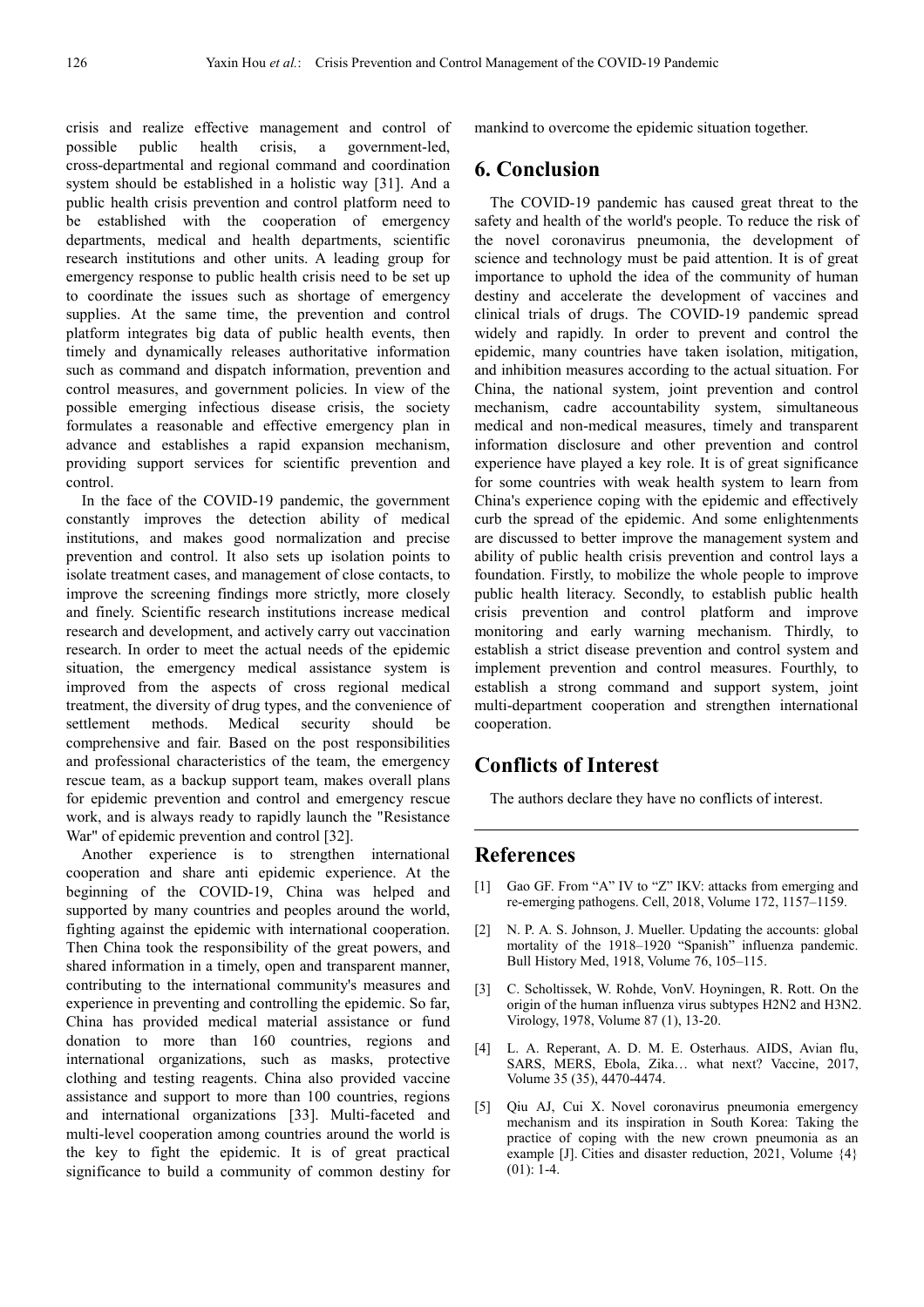crisis and realize effective management and control of possible public health crisis, a government-led, cross-departmental and regional command and coordination system should be established in a holistic way [31]. And a public health crisis prevention and control platform need to be established with the cooperation of emergency departments, medical and health departments, scientific research institutions and other units. A leading group for emergency response to public health crisis need to be set up to coordinate the issues such as shortage of emergency supplies. At the same time, the prevention and control platform integrates big data of public health events, then timely and dynamically releases authoritative information such as command and dispatch information, prevention and control measures, and government policies. In view of the possible emerging infectious disease crisis, the society formulates a reasonable and effective emergency plan in advance and establishes a rapid expansion mechanism, providing support services for scientific prevention and control.

In the face of the COVID-19 pandemic, the government constantly improves the detection ability of medical institutions, and makes good normalization and precise prevention and control. It also sets up isolation points to isolate treatment cases, and management of close contacts, to improve the screening findings more strictly, more closely and finely. Scientific research institutions increase medical research and development, and actively carry out vaccination research. In order to meet the actual needs of the epidemic situation, the emergency medical assistance system is improved from the aspects of cross regional medical treatment, the diversity of drug types, and the convenience of settlement methods. Medical security should be comprehensive and fair. Based on the post responsibilities and professional characteristics of the team, the emergency rescue team, as a backup support team, makes overall plans for epidemic prevention and control and emergency rescue work, and is always ready to rapidly launch the "Resistance War" of epidemic prevention and control [32].

Another experience is to strengthen international cooperation and share anti epidemic experience. At the beginning of the COVID-19, China was helped and supported by many countries and peoples around the world, fighting against the epidemic with international cooperation. Then China took the responsibility of the great powers, and shared information in a timely, open and transparent manner, contributing to the international community's measures and experience in preventing and controlling the epidemic. So far, China has provided medical material assistance or fund donation to more than 160 countries, regions and international organizations, such as masks, protective clothing and testing reagents. China also provided vaccine assistance and support to more than 100 countries, regions and international organizations [33]. Multi-faceted and multi-level cooperation among countries around the world is the key to fight the epidemic. It is of great practical significance to build a community of common destiny for mankind to overcome the epidemic situation together.

## 6. Conclusion

The COVID-19 pandemic has caused great threat to the safety and health of the world's people. To reduce the risk of the novel coronavirus pneumonia, the development of science and technology must be paid attention. It is of great importance to uphold the idea of the community of human destiny and accelerate the development of vaccines and clinical trials of drugs. The COVID-19 pandemic spread widely and rapidly. In order to prevent and control the epidemic, many countries have taken isolation, mitigation, and inhibition measures according to the actual situation. For China, the national system, joint prevention and control mechanism, cadre accountability system, simultaneous medical and non-medical measures, timely and transparent information disclosure and other prevention and control experience have played a key role. It is of great significance for some countries with weak health system to learn from China's experience coping with the epidemic and effectively curb the spread of the epidemic. And some enlightenments are discussed to better improve the management system and ability of public health crisis prevention and control lays a foundation. Firstly, to mobilize the whole people to improve public health literacy. Secondly, to establish public health crisis prevention and control platform and improve monitoring and early warning mechanism. Thirdly, to establish a strict disease prevention and control system and implement prevention and control measures. Fourthly, to establish a strong command and support system, joint multi-department cooperation and strengthen international cooperation.

## Conflicts of Interest

The authors declare they have no conflicts of interest.

## References

[1] Gao GF. From "A" IV to "Z" IKV: attacks from emerging and re-emerging pathogens. Cell, 2018, Volume 172, 1157–1159.

[2] N. P. A. S. Johnson, J. Mueller. Updating the accounts: global mortality of the 1918–1920 "Spanish" influenza pandemic. Bull History Med, 1918, Volume 76, 105–115.

[3] C. Scholtissek, W. Rohde, VonV. Hoyningen, R. Rott. On the origin of the human influenza virus subtypes H2N2 and H3N2. Virology, 1978, Volume 87 (1), 13-20.

[4] L. A. Reperant, A. D. M. E. Osterhaus. AIDS, Avian flu, SARS, MERS, Ebola, Zika… what next? Vaccine, 2017, Volume 35 (35), 4470-4474.

[5] Qiu AJ, Cui X. Novel coronavirus pneumonia emergency mechanism and its inspiration in South Korea: Taking the practice of coping with the new crown pneumonia as an example [J]. Cities and disaster reduction, 2021, Volume {4} (01): 1-4.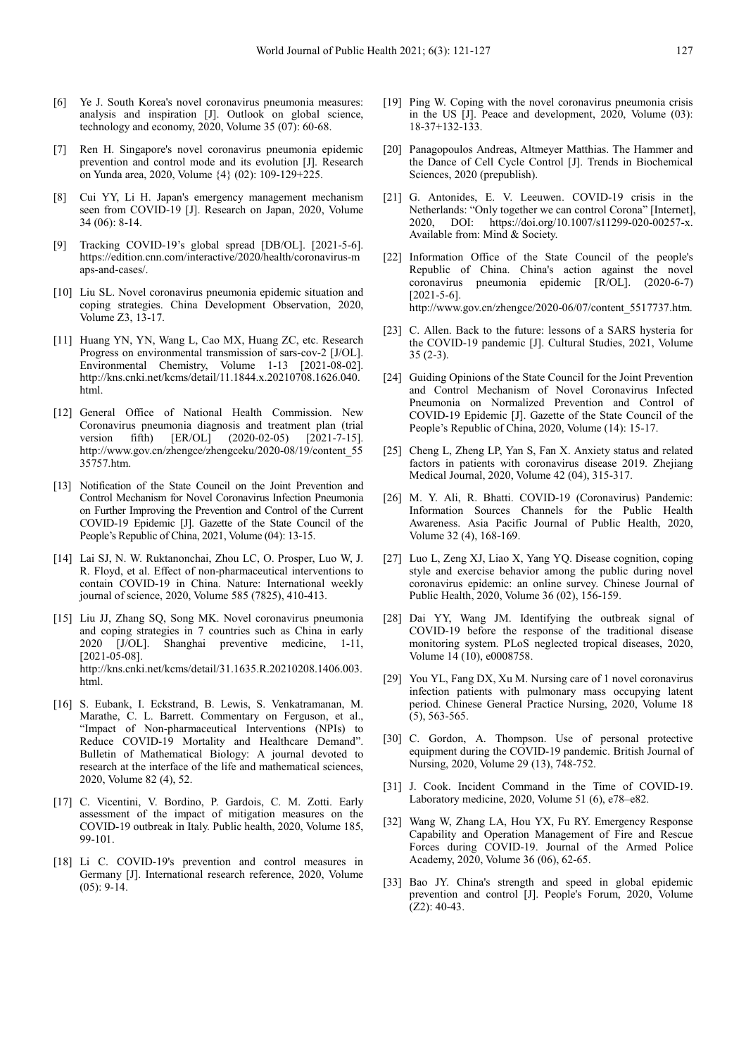[6] Ye J. South Korea's novel coronavirus pneumonia measures: analysis and inspiration [J]. Outlook on global science, technology and economy, 2020, Volume 35 (07): 60-68.

[7] Ren H. Singapore's novel coronavirus pneumonia epidemic prevention and control mode and its evolution [J]. Research on Yunda area, 2020, Volume {4} (02): 109-129+225.

[8] Cui YY, Li H. Japan's emergency management mechanism seen from COVID-19 [J]. Research on Japan, 2020, Volume 34 (06): 8-14.

[9] Tracking COVID-19's global spread [DB/OL]. [2021-5-6]. https://edition.cnn.com/interactive/2020/health/coronavirus-maps-and-cases/.

[10] Liu SL. Novel coronavirus pneumonia epidemic situation and coping strategies. China Development Observation, 2020, Volume Z3, 13-17.

[11] Huang YN, YN, Wang L, Cao MX, Huang ZC, etc. Research Progress on environmental transmission of sars-cov-2 [J/OL]. Environmental Chemistry, Volume 1-13 [2021-08-02]. http://kns.cnki.net/kcms/detail/11.1844.x.20210708.1626.040.html.

[12] General Office of National Health Commission. New Coronavirus pneumonia diagnosis and treatment plan (trial version fifth) [ER/OL] (2020-02-05) [2021-7-15]. http://www.gov.cn/zhengce/zhengceku/2020-08/19/content_5535757.htm.

[13] Notification of the State Council on the Joint Prevention and Control Mechanism for Novel Coronavirus Infection Pneumonia on Further Improving the Prevention and Control of the Current COVID-19 Epidemic [J]. Gazette of the State Council of the People's Republic of China, 2021, Volume (04): 13-15.

[14] Lai SJ, N. W. Ruktanonchai, Zhou LC, O. Prosper, Luo W, J. R. Floyd, et al. Effect of non-pharmaceutical interventions to contain COVID-19 in China. Nature: International weekly journal of science, 2020, Volume 585 (7825), 410-413.

[15] Liu JJ, Zhang SQ, Song MK. Novel coronavirus pneumonia and coping strategies in 7 countries such as China in early 2020 [J/OL]. Shanghai preventive medicine, 1-11, [2021-05-08]. http://kns.cnki.net/kcms/detail/31.1635.R.20210208.1406.003.html.

[16] S. Eubank, I. Eckstrand, B. Lewis, S. Venkatramanan, M. Marathe, C. L. Barrett. Commentary on Ferguson, et al., "Impact of Non-pharmaceutical Interventions (NPIs) to Reduce COVID-19 Mortality and Healthcare Demand". Bulletin of Mathematical Biology: A journal devoted to research at the interface of the life and mathematical sciences, 2020, Volume 82 (4), 52.

[17] C. Vicentini, V. Bordino, P. Gardois, C. M. Zotti. Early assessment of the impact of mitigation measures on the COVID-19 outbreak in Italy. Public health, 2020, Volume 185, 99-101.

[18] Li C. COVID-19's prevention and control measures in Germany [J]. International research reference, 2020, Volume (05): 9-14.

[19] Ping W. Coping with the novel coronavirus pneumonia crisis in the US [J]. Peace and development, 2020, Volume (03): 18-37+132-133.

[20] Panagopoulos Andreas, Altmeyer Matthias. The Hammer and the Dance of Cell Cycle Control [J]. Trends in Biochemical Sciences, 2020 (prepublish).

[21] G. Antonides, E. V. Leeuwen. COVID-19 crisis in the Netherlands: "Only together we can control Corona" [Internet], 2020, DOI: https://doi.org/10.1007/s11299-020-00257-x. Available from: Mind & Society.

[22] Information Office of the State Council of the people's Republic of China. China's action against the novel coronavirus pneumonia epidemic [R/OL]. (2020-6-7) [2021-5-6]. http://www.gov.cn/zhengce/2020-06/07/content_5517737.htm.

[23] C. Allen. Back to the future: lessons of a SARS hysteria for the COVID-19 pandemic [J]. Cultural Studies, 2021, Volume 35 (2-3).

[24] Guiding Opinions of the State Council for the Joint Prevention and Control Mechanism of Novel Coronavirus Infected Pneumonia on Normalized Prevention and Control of COVID-19 Epidemic [J]. Gazette of the State Council of the People's Republic of China, 2020, Volume (14): 15-17.

[25] Cheng L, Zheng LP, Yan S, Fan X. Anxiety status and related factors in patients with coronavirus disease 2019. Zhejiang Medical Journal, 2020, Volume 42 (04), 315-317.

[26] M. Y. Ali, R. Bhatti. COVID-19 (Coronavirus) Pandemic: Information Sources Channels for the Public Health Awareness. Asia Pacific Journal of Public Health, 2020, Volume 32 (4), 168-169.

[27] Luo L, Zeng XJ, Liao X, Yang YQ. Disease cognition, coping style and exercise behavior among the public during novel coronavirus epidemic: an online survey. Chinese Journal of Public Health, 2020, Volume 36 (02), 156-159.

[28] Dai YY, Wang JM. Identifying the outbreak signal of COVID-19 before the response of the traditional disease monitoring system. PLoS neglected tropical diseases, 2020, Volume 14 (10), e0008758.

[29] You YL, Fang DX, Xu M. Nursing care of 1 novel coronavirus infection patients with pulmonary mass occupying latent period. Chinese General Practice Nursing, 2020, Volume 18 (5), 563-565.

[30] C. Gordon, A. Thompson. Use of personal protective equipment during the COVID-19 pandemic. British Journal of Nursing, 2020, Volume 29 (13), 748-752.

[31] J. Cook. Incident Command in the Time of COVID-19. Laboratory medicine, 2020, Volume 51 (6), e78–e82.

[32] Wang W, Zhang LA, Hou YX, Fu RY. Emergency Response Capability and Operation Management of Fire and Rescue Forces during COVID-19. Journal of the Armed Police Academy, 2020, Volume 36 (06), 62-65.

[33] Bao JY. China's strength and speed in global epidemic prevention and control [J]. People's Forum, 2020, Volume (Z2): 40-43.